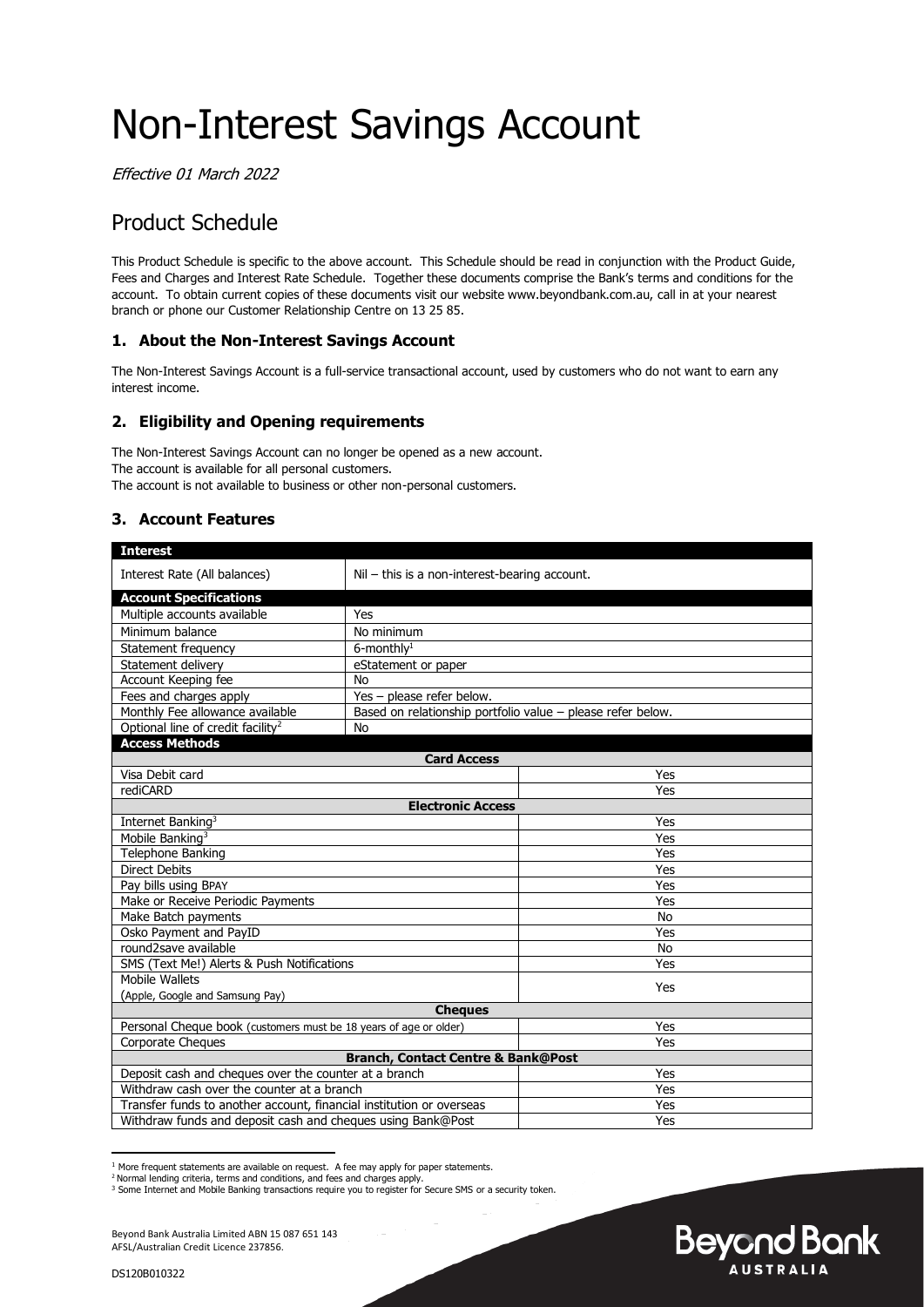# Non-Interest Savings Account

*Effective 01 March 2022*

## Product Schedule

This Product Schedule is specific to the above account. This Schedule should be read in conjunction with the Product Guide, Fees and Charges and Interest Rate Schedule. Together these documents comprise the Bank's terms and conditions for the account. To obtain current copies of these documents visit our website www.beyondbank.com.au, call in at your nearest branch or phone our Customer Relationship Centre on 13 25 85.

### 1. About the Non-Interest Savings Account

The Non-Interest Savings Account is a full-service transactional account, used by customers who do not want to earn any interest income.

### 2. Eligibility and Opening requirements

The Non-Interest Savings Account can no longer be opened as a new account.
The account is available for all personal customers.
The account is not available to business or other non-personal customers.

### 3. Account Features

| **Interest** | |
|---|---|
| Interest Rate (All balances) | Nil – this is a non-interest-bearing account. |
| **Account Specifications** | |
| Multiple accounts available | Yes |
| Minimum balance | No minimum |
| Statement frequency | 6-monthly[1] |
| Statement delivery | eStatement or paper |
| Account Keeping fee | No |
| Fees and charges apply | Yes – please refer below. |
| Monthly Fee allowance available | Based on relationship portfolio value – please refer below. |
| Optional line of credit facility[2] | No |

| **Access Methods** | |
|---|---|
| **Card Access** | |
| Visa Debit card | Yes |
| rediCARD | Yes |
| **Electronic Access** | |
| Internet Banking[3] | Yes |
| Mobile Banking[3] | Yes |
| Telephone Banking | Yes |
| Direct Debits | Yes |
| Pay bills using BPAY | Yes |
| Make or Receive Periodic Payments | Yes |
| Make Batch payments | No |
| Osko Payment and PayID | Yes |
| round2save available | No |
| SMS (Text Me!) Alerts & Push Notifications | Yes |
| Mobile Wallets (Apple, Google and Samsung Pay) | Yes |
| **Cheques** | |
| Personal Cheque book (customers must be 18 years of age or older) | Yes |
| Corporate Cheques | Yes |
| **Branch, Contact Centre & Bank@Post** | |
| Deposit cash and cheques over the counter at a branch | Yes |
| Withdraw cash over the counter at a branch | Yes |
| Transfer funds to another account, financial institution or overseas | Yes |
| Withdraw funds and deposit cash and cheques using Bank@Post | Yes |

[1] More frequent statements are available on request. A fee may apply for paper statements.
[2] Normal lending criteria, terms and conditions, and fees and charges apply.
[3] Some Internet and Mobile Banking transactions require you to register for Secure SMS or a security token.

Beyond Bank Australia Limited ABN 15 087 651 143
AFSL/Australian Credit Licence 237856.

DS120B010322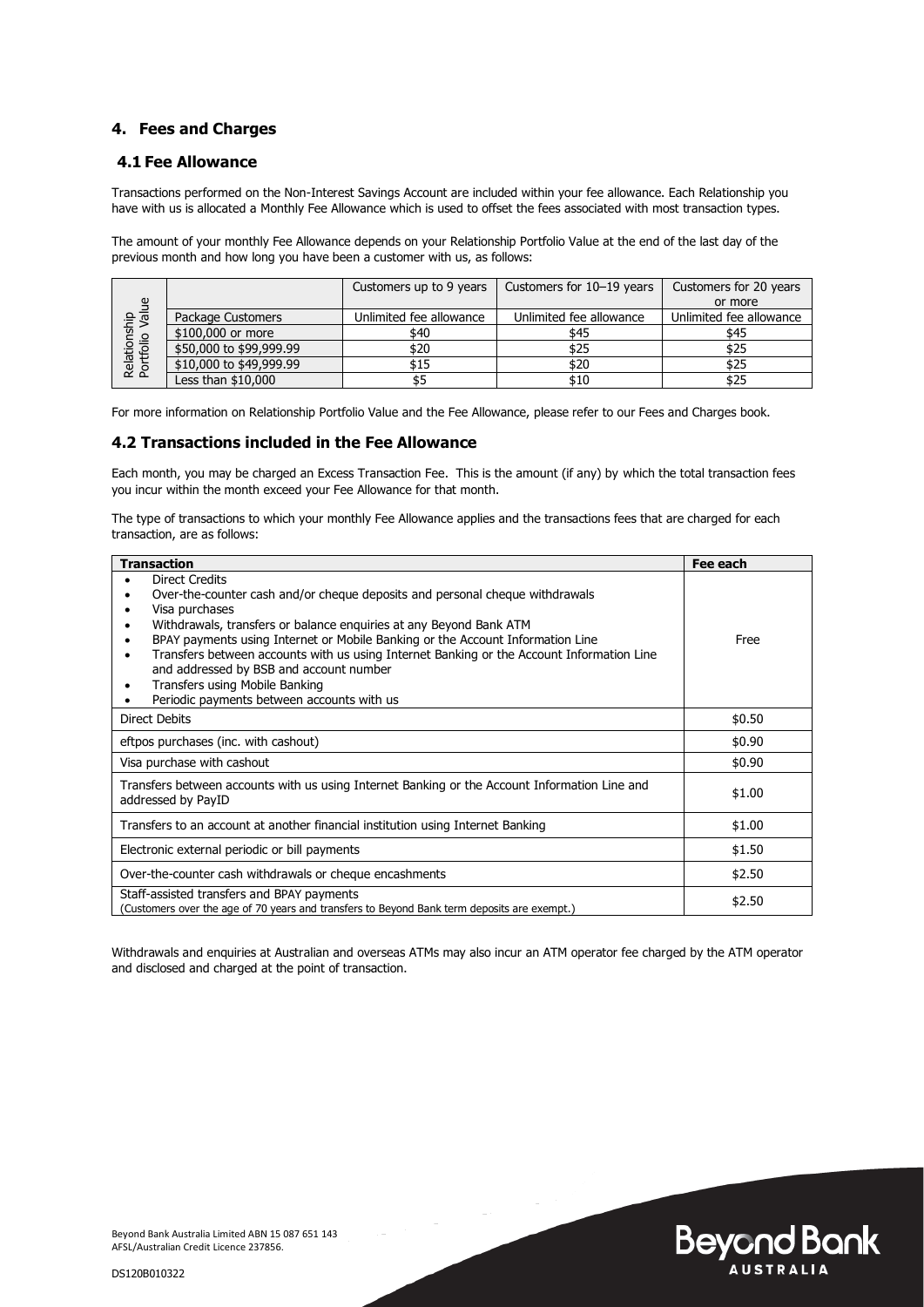## 4. Fees and Charges

### 4.1 Fee Allowance

Transactions performed on the Non-Interest Savings Account are included within your fee allowance. Each Relationship you have with us is allocated a Monthly Fee Allowance which is used to offset the fees associated with most transaction types.

The amount of your monthly Fee Allowance depends on your Relationship Portfolio Value at the end of the last day of the previous month and how long you have been a customer with us, as follows:

| Relationship Portfolio Value | | Customers up to 9 years | Customers for 10–19 years | Customers for 20 years or more |
|---|---|---|---|---|
| | Package Customers | Unlimited fee allowance | Unlimited fee allowance | Unlimited fee allowance |
| | $100,000 or more | $40 | $45 | $45 |
| | $50,000 to $99,999.99 | $20 | $25 | $25 |
| | $10,000 to $49,999.99 | $15 | $20 | $25 |
| | Less than $10,000 | $5 | $10 | $25 |

For more information on Relationship Portfolio Value and the Fee Allowance, please refer to our Fees and Charges book.

### 4.2 Transactions included in the Fee Allowance

Each month, you may be charged an Excess Transaction Fee. This is the amount (if any) by which the total transaction fees you incur within the month exceed your Fee Allowance for that month.

The type of transactions to which your monthly Fee Allowance applies and the transactions fees that are charged for each transaction, are as follows:

| Transaction | Fee each |
|---|---|
| • Direct Credits<br>• Over-the-counter cash and/or cheque deposits and personal cheque withdrawals<br>• Visa purchases<br>• Withdrawals, transfers or balance enquiries at any Beyond Bank ATM<br>• BPAY payments using Internet or Mobile Banking or the Account Information Line<br>• Transfers between accounts with us using Internet Banking or the Account Information Line and addressed by BSB and account number<br>• Transfers using Mobile Banking<br>• Periodic payments between accounts with us | Free |
| Direct Debits | $0.50 |
| eftpos purchases (inc. with cashout) | $0.90 |
| Visa purchase with cashout | $0.90 |
| Transfers between accounts with us using Internet Banking or the Account Information Line and addressed by PayID | $1.00 |
| Transfers to an account at another financial institution using Internet Banking | $1.00 |
| Electronic external periodic or bill payments | $1.50 |
| Over-the-counter cash withdrawals or cheque encashments | $2.50 |
| Staff-assisted transfers and BPAY payments<br>(Customers over the age of 70 years and transfers to Beyond Bank term deposits are exempt.) | $2.50 |

Withdrawals and enquiries at Australian and overseas ATMs may also incur an ATM operator fee charged by the ATM operator and disclosed and charged at the point of transaction.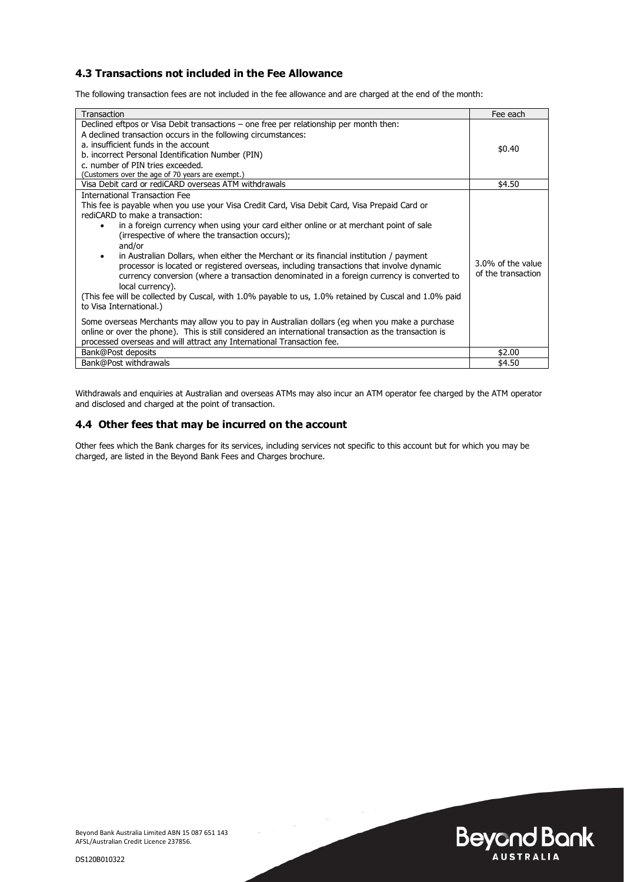### 4.3 Transactions not included in the Fee Allowance

The following transaction fees are not included in the fee allowance and are charged at the end of the month:

| Transaction | Fee each |
|---|---|
| Declined eftpos or Visa Debit transactions – one free per relationship per month then:<br>A declined transaction occurs in the following circumstances:<br>a. insufficient funds in the account<br>b. incorrect Personal Identification Number (PIN)<br>c. number of PIN tries exceeded.<br>(Customers over the age of 70 years are exempt.) | \$0.40 |
| Visa Debit card or rediCARD overseas ATM withdrawals | \$4.50 |
| International Transaction Fee<br>This fee is payable when you use your Visa Credit Card, Visa Debit Card, Visa Prepaid Card or rediCARD to make a transaction:<br>• in a foreign currency when using your card either online or at merchant point of sale (irrespective of where the transaction occurs);<br>and/or<br>• in Australian Dollars, when either the Merchant or its financial institution / payment processor is located or registered overseas, including transactions that involve dynamic currency conversion (where a transaction denominated in a foreign currency is converted to local currency).<br>(This fee will be collected by Cuscal, with 1.0% payable to us, 1.0% retained by Cuscal and 1.0% paid to Visa International.)<br><br>Some overseas Merchants may allow you to pay in Australian dollars (eg when you make a purchase online or over the phone). This is still considered an international transaction as the transaction is processed overseas and will attract any International Transaction fee. | 3.0% of the value of the transaction |
| Bank@Post deposits | \$2.00 |
| Bank@Post withdrawals | \$4.50 |

Withdrawals and enquiries at Australian and overseas ATMs may also incur an ATM operator fee charged by the ATM operator and disclosed and charged at the point of transaction.

### 4.4 Other fees that may be incurred on the account

Other fees which the Bank charges for its services, including services not specific to this account but for which you may be charged, are listed in the Beyond Bank Fees and Charges brochure.

Beyond Bank Australia Limited ABN 15 087 651 143
AFSL/Australian Credit Licence 237856.

DS120B010322